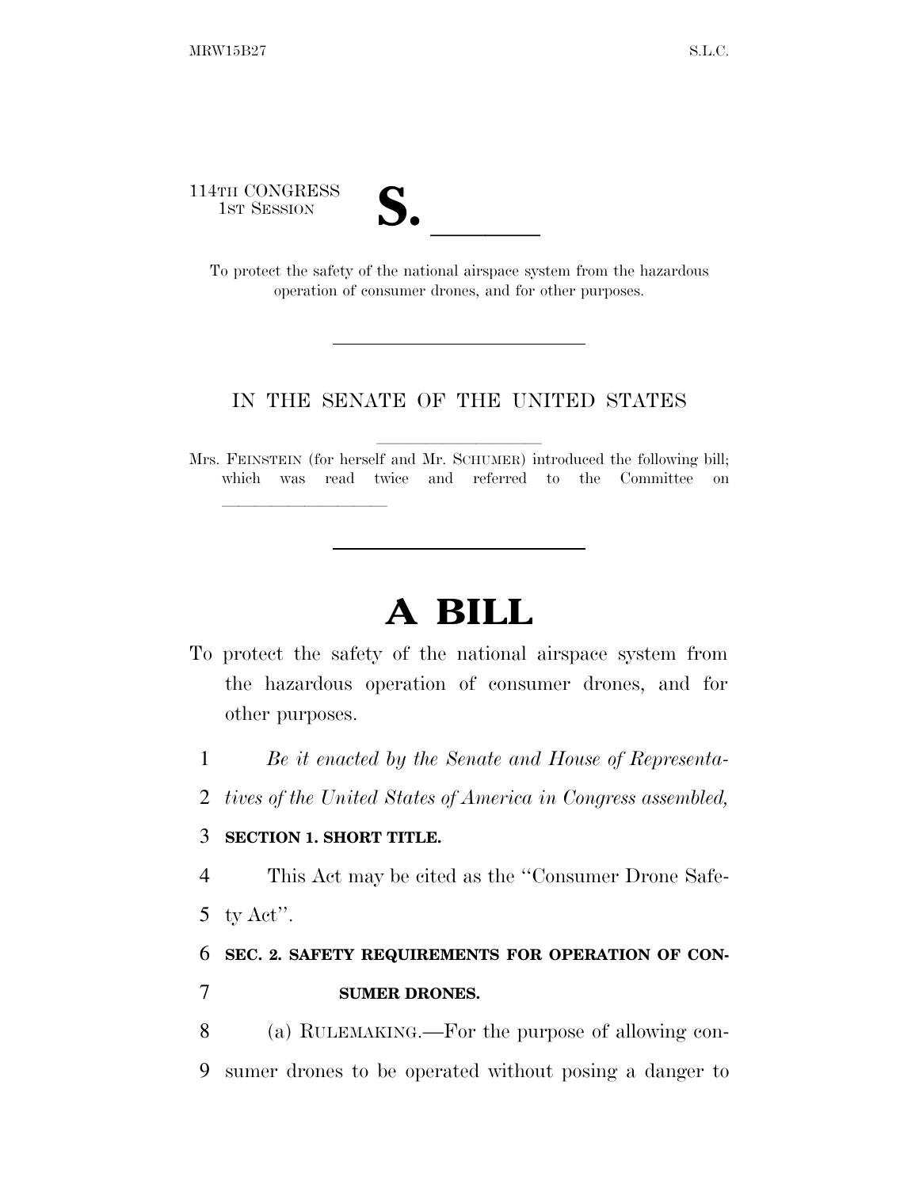114TH CONGRESS
1ST SESSION

# S. \_\_\_\_\_\_

To protect the safety of the national airspace system from the hazardous operation of consumer drones, and for other purposes.

---

IN THE SENATE OF THE UNITED STATES

Mrs. FEINSTEIN (for herself and Mr. SCHUMER) introduced the following bill; which was read twice and referred to the Committee on \_\_\_\_\_\_\_\_\_\_\_\_\_\_\_\_

---

# A BILL

To protect the safety of the national airspace system from the hazardous operation of consumer drones, and for other purposes.

1 *Be it enacted by the Senate and House of Representa-*
2 *tives of the United States of America in Congress assembled,*

3 **SECTION 1. SHORT TITLE.**

4 This Act may be cited as the "Consumer Drone Safe-
5 ty Act".

6 **SEC. 2. SAFETY REQUIREMENTS FOR OPERATION OF CON-**
7 **SUMER DRONES.**

8 (a) RULEMAKING.—For the purpose of allowing con-
9 sumer drones to be operated without posing a danger to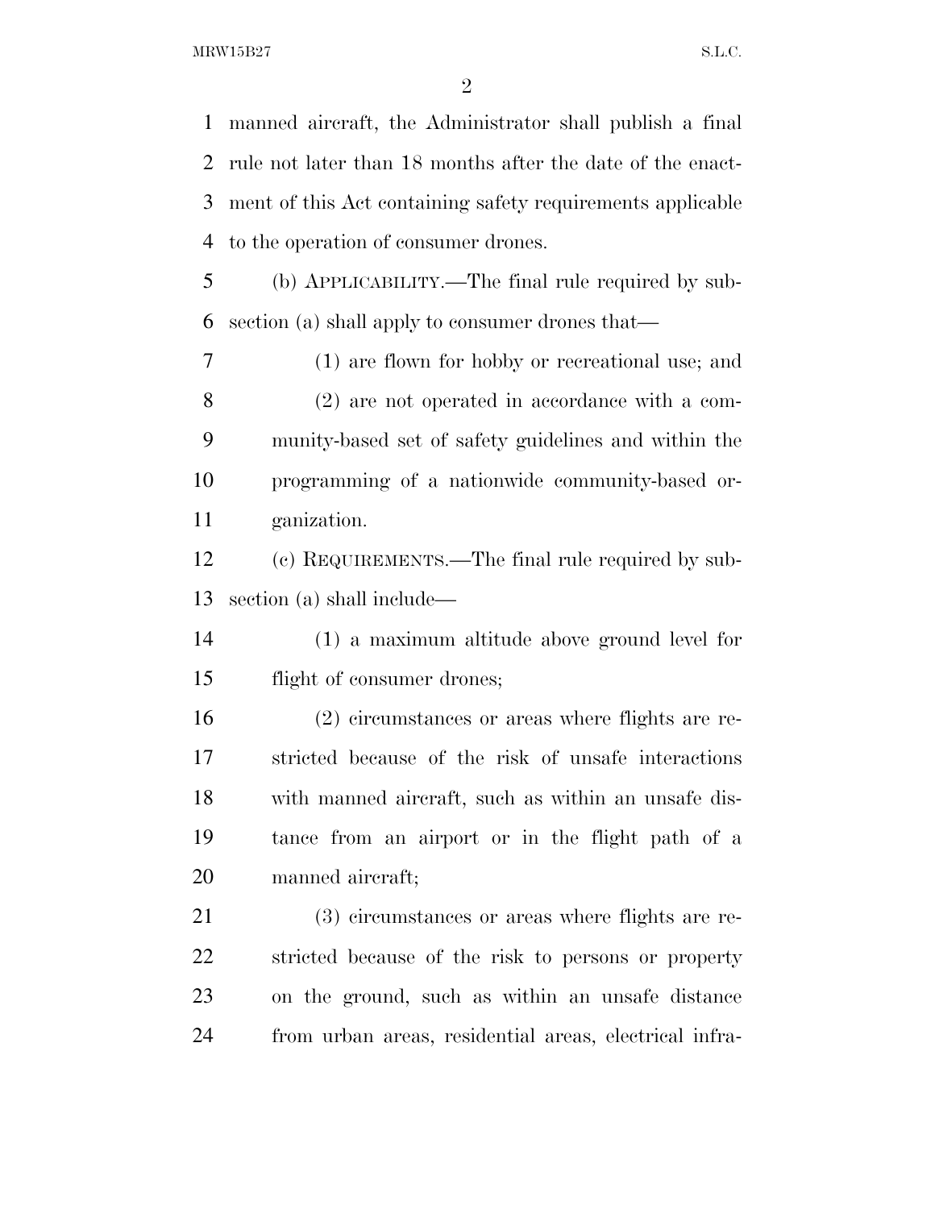manned aircraft, the Administrator shall publish a final rule not later than 18 months after the date of the enactment of this Act containing safety requirements applicable to the operation of consumer drones.

(b) APPLICABILITY.—The final rule required by subsection (a) shall apply to consumer drones that—

(1) are flown for hobby or recreational use; and

(2) are not operated in accordance with a community-based set of safety guidelines and within the programming of a nationwide community-based organization.

(c) REQUIREMENTS.—The final rule required by subsection (a) shall include—

(1) a maximum altitude above ground level for flight of consumer drones;

(2) circumstances or areas where flights are restricted because of the risk of unsafe interactions with manned aircraft, such as within an unsafe distance from an airport or in the flight path of a manned aircraft;

(3) circumstances or areas where flights are restricted because of the risk to persons or property on the ground, such as within an unsafe distance from urban areas, residential areas, electrical infra-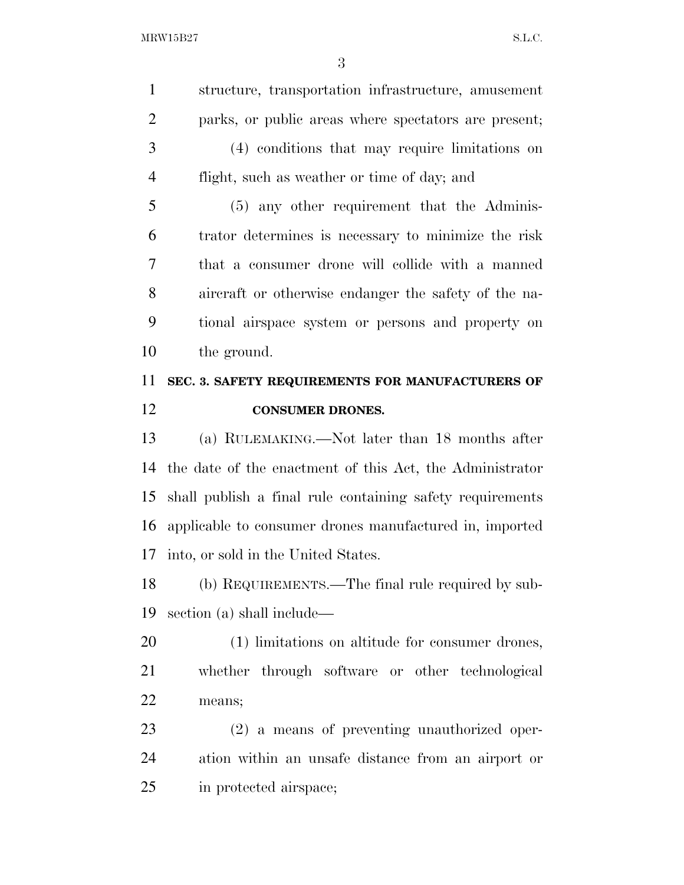structure, transportation infrastructure, amusement parks, or public areas where spectators are present;

(4) conditions that may require limitations on flight, such as weather or time of day; and

(5) any other requirement that the Administrator determines is necessary to minimize the risk that a consumer drone will collide with a manned aircraft or otherwise endanger the safety of the national airspace system or persons and property on the ground.

**SEC. 3. SAFETY REQUIREMENTS FOR MANUFACTURERS OF CONSUMER DRONES.**

(a) RULEMAKING.—Not later than 18 months after the date of the enactment of this Act, the Administrator shall publish a final rule containing safety requirements applicable to consumer drones manufactured in, imported into, or sold in the United States.

(b) REQUIREMENTS.—The final rule required by subsection (a) shall include—

(1) limitations on altitude for consumer drones, whether through software or other technological means;

(2) a means of preventing unauthorized operation within an unsafe distance from an airport or in protected airspace;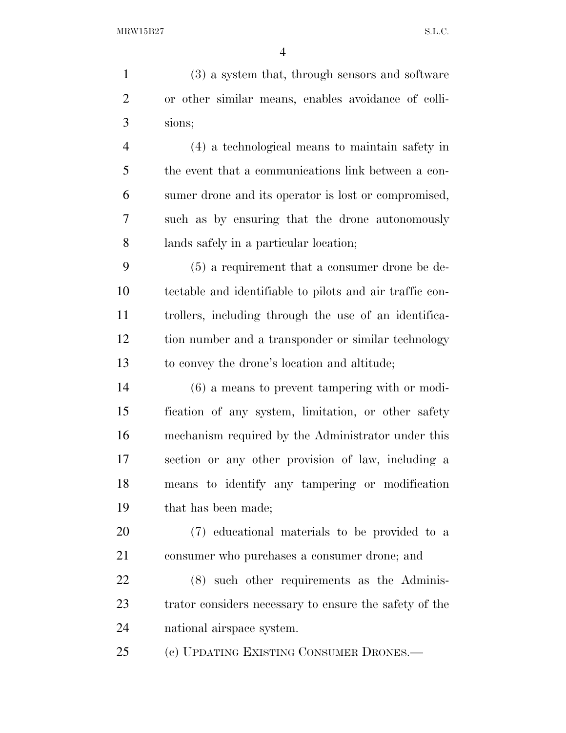(3) a system that, through sensors and software or other similar means, enables avoidance of collisions;

(4) a technological means to maintain safety in the event that a communications link between a consumer drone and its operator is lost or compromised, such as by ensuring that the drone autonomously lands safely in a particular location;

(5) a requirement that a consumer drone be detectable and identifiable to pilots and air traffic controllers, including through the use of an identification number and a transponder or similar technology to convey the drone's location and altitude;

(6) a means to prevent tampering with or modification of any system, limitation, or other safety mechanism required by the Administrator under this section or any other provision of law, including a means to identify any tampering or modification that has been made;

(7) educational materials to be provided to a consumer who purchases a consumer drone; and

(8) such other requirements as the Administrator considers necessary to ensure the safety of the national airspace system.

(c) UPDATING EXISTING CONSUMER DRONES.—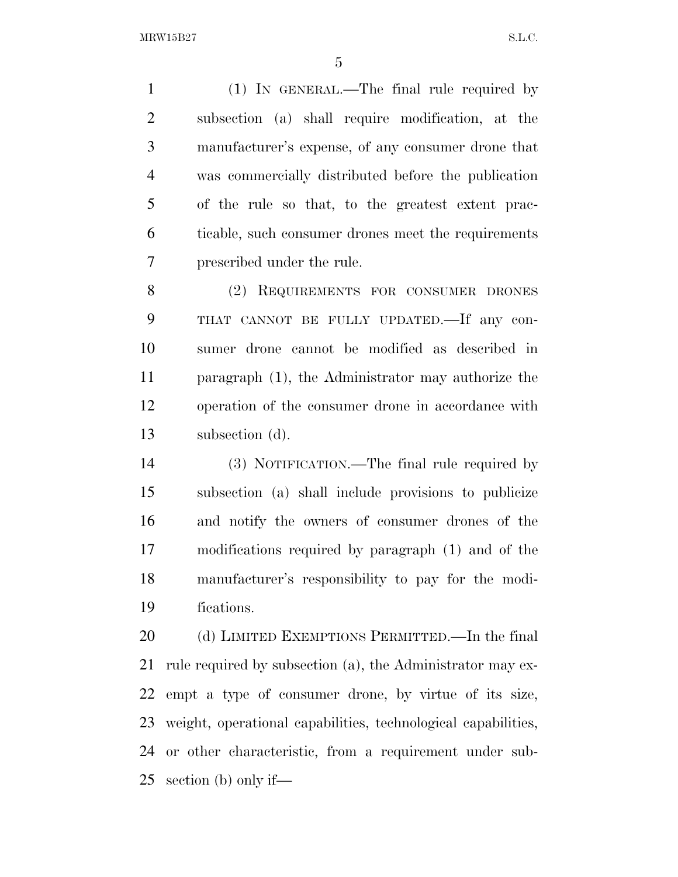(1) IN GENERAL.—The final rule required by subsection (a) shall require modification, at the manufacturer's expense, of any consumer drone that was commercially distributed before the publication of the rule so that, to the greatest extent practicable, such consumer drones meet the requirements prescribed under the rule.

(2) REQUIREMENTS FOR CONSUMER DRONES THAT CANNOT BE FULLY UPDATED.—If any consumer drone cannot be modified as described in paragraph (1), the Administrator may authorize the operation of the consumer drone in accordance with subsection (d).

(3) NOTIFICATION.—The final rule required by subsection (a) shall include provisions to publicize and notify the owners of consumer drones of the modifications required by paragraph (1) and of the manufacturer's responsibility to pay for the modifications.

(d) LIMITED EXEMPTIONS PERMITTED.—In the final rule required by subsection (a), the Administrator may exempt a type of consumer drone, by virtue of its size, weight, operational capabilities, technological capabilities, or other characteristic, from a requirement under subsection (b) only if—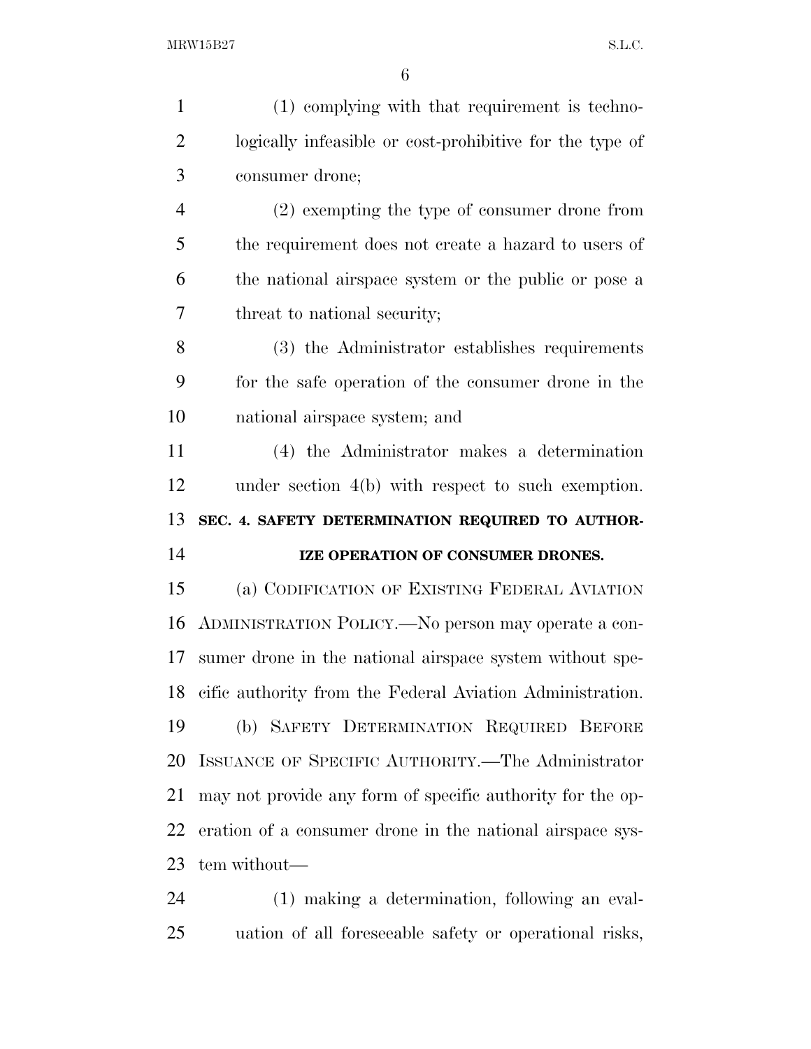(1) complying with that requirement is technologically infeasible or cost-prohibitive for the type of consumer drone;

(2) exempting the type of consumer drone from the requirement does not create a hazard to users of the national airspace system or the public or pose a threat to national security;

(3) the Administrator establishes requirements for the safe operation of the consumer drone in the national airspace system; and

(4) the Administrator makes a determination under section 4(b) with respect to such exemption.

## SEC. 4. SAFETY DETERMINATION REQUIRED TO AUTHORIZE OPERATION OF CONSUMER DRONES.

(a) CODIFICATION OF EXISTING FEDERAL AVIATION ADMINISTRATION POLICY.—No person may operate a consumer drone in the national airspace system without specific authority from the Federal Aviation Administration.

(b) SAFETY DETERMINATION REQUIRED BEFORE ISSUANCE OF SPECIFIC AUTHORITY.—The Administrator may not provide any form of specific authority for the operation of a consumer drone in the national airspace system without—

(1) making a determination, following an evaluation of all foreseeable safety or operational risks,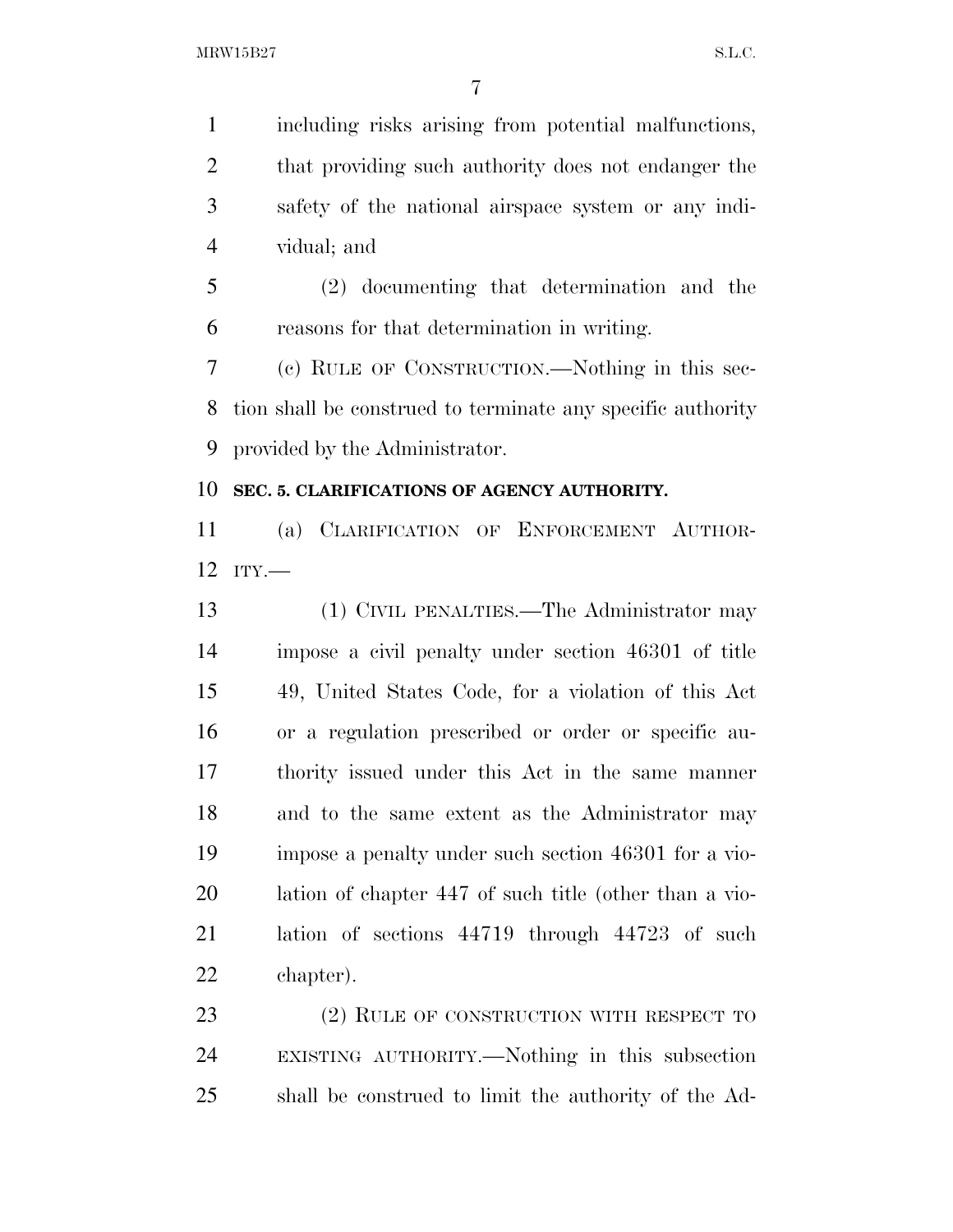including risks arising from potential malfunctions, that providing such authority does not endanger the safety of the national airspace system or any individual; and

(2) documenting that determination and the reasons for that determination in writing.

(c) RULE OF CONSTRUCTION.—Nothing in this section shall be construed to terminate any specific authority provided by the Administrator.

**SEC. 5. CLARIFICATIONS OF AGENCY AUTHORITY.**

(a) CLARIFICATION OF ENFORCEMENT AUTHORITY.—

(1) CIVIL PENALTIES.—The Administrator may impose a civil penalty under section 46301 of title 49, United States Code, for a violation of this Act or a regulation prescribed or order or specific authority issued under this Act in the same manner and to the same extent as the Administrator may impose a penalty under such section 46301 for a violation of chapter 447 of such title (other than a violation of sections 44719 through 44723 of such chapter).

(2) RULE OF CONSTRUCTION WITH RESPECT TO EXISTING AUTHORITY.—Nothing in this subsection shall be construed to limit the authority of the Ad-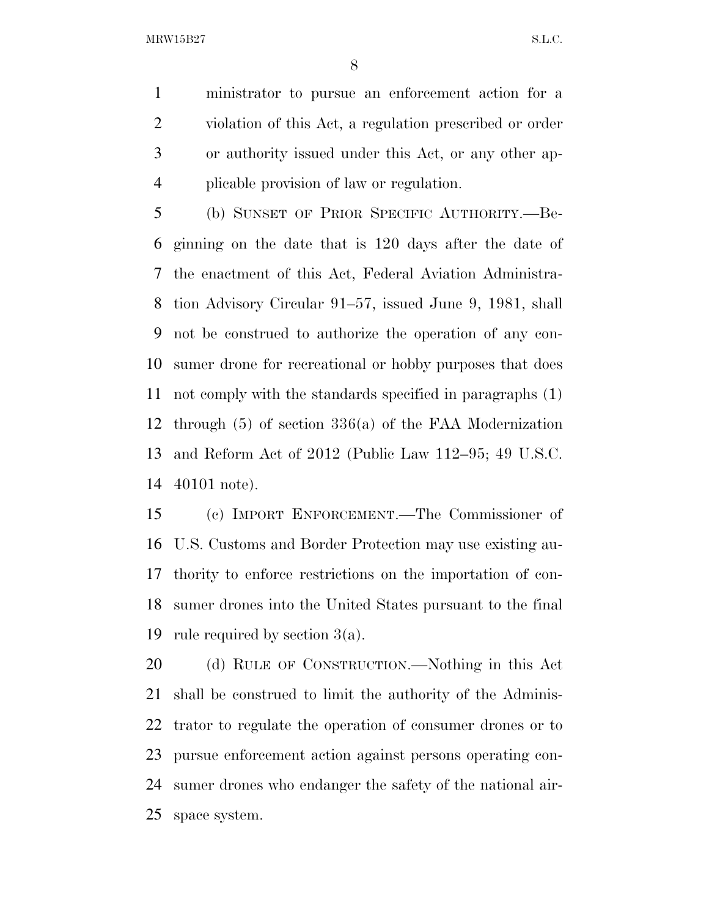ministrator to pursue an enforcement action for a violation of this Act, a regulation prescribed or order or authority issued under this Act, or any other applicable provision of law or regulation.

(b) SUNSET OF PRIOR SPECIFIC AUTHORITY.—Beginning on the date that is 120 days after the date of the enactment of this Act, Federal Aviation Administration Advisory Circular 91–57, issued June 9, 1981, shall not be construed to authorize the operation of any consumer drone for recreational or hobby purposes that does not comply with the standards specified in paragraphs (1) through (5) of section 336(a) of the FAA Modernization and Reform Act of 2012 (Public Law 112–95; 49 U.S.C. 40101 note).

(c) IMPORT ENFORCEMENT.—The Commissioner of U.S. Customs and Border Protection may use existing authority to enforce restrictions on the importation of consumer drones into the United States pursuant to the final rule required by section 3(a).

(d) RULE OF CONSTRUCTION.—Nothing in this Act shall be construed to limit the authority of the Administrator to regulate the operation of consumer drones or to pursue enforcement action against persons operating consumer drones who endanger the safety of the national airspace system.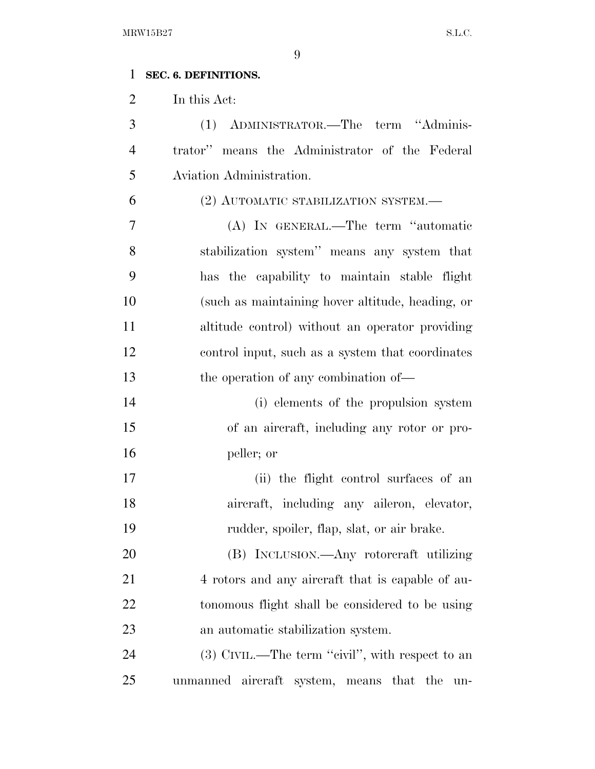**SEC. 6. DEFINITIONS.**

In this Act:

(1) ADMINISTRATOR.—The term ''Administrator'' means the Administrator of the Federal Aviation Administration.

(2) AUTOMATIC STABILIZATION SYSTEM.—

(A) IN GENERAL.—The term ''automatic stabilization system'' means any system that has the capability to maintain stable flight (such as maintaining hover altitude, heading, or altitude control) without an operator providing control input, such as a system that coordinates the operation of any combination of—

(i) elements of the propulsion system of an aircraft, including any rotor or propeller; or

(ii) the flight control surfaces of an aircraft, including any aileron, elevator, rudder, spoiler, flap, slat, or air brake.

(B) INCLUSION.—Any rotorcraft utilizing 4 rotors and any aircraft that is capable of autonomous flight shall be considered to be using an automatic stabilization system.

(3) CIVIL.—The term ''civil'', with respect to an unmanned aircraft system, means that the un-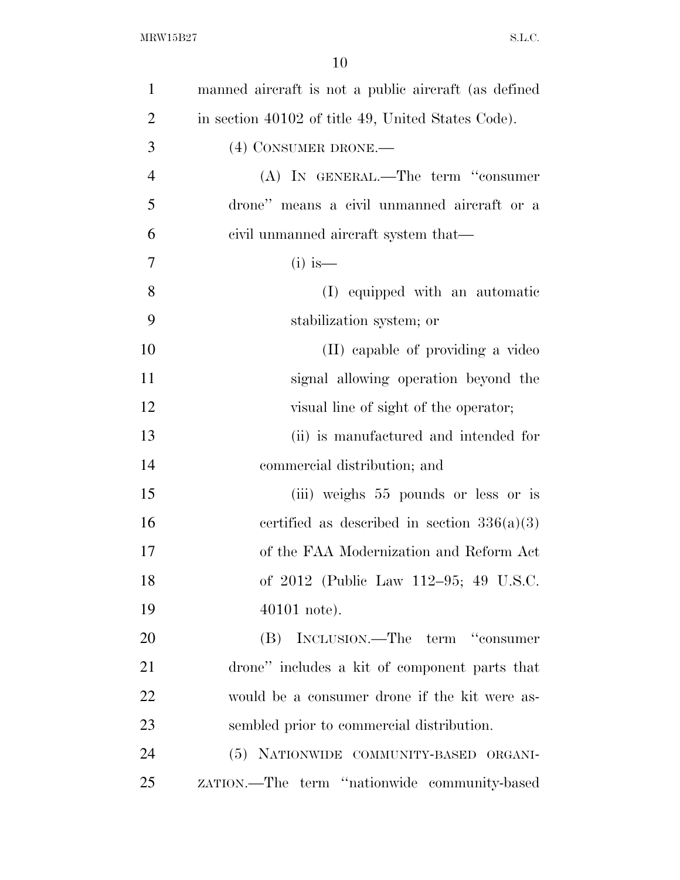manned aircraft is not a public aircraft (as defined in section 40102 of title 49, United States Code).

(4) CONSUMER DRONE.—

(A) IN GENERAL.—The term "consumer drone" means a civil unmanned aircraft or a civil unmanned aircraft system that—

(i) is—

(I) equipped with an automatic stabilization system; or

(II) capable of providing a video signal allowing operation beyond the visual line of sight of the operator;

(ii) is manufactured and intended for commercial distribution; and

(iii) weighs 55 pounds or less or is certified as described in section 336(a)(3) of the FAA Modernization and Reform Act of 2012 (Public Law 112–95; 49 U.S.C. 40101 note).

(B) INCLUSION.—The term "consumer drone" includes a kit of component parts that would be a consumer drone if the kit were assembled prior to commercial distribution.

(5) NATIONWIDE COMMUNITY-BASED ORGANIZATION.—The term "nationwide community-based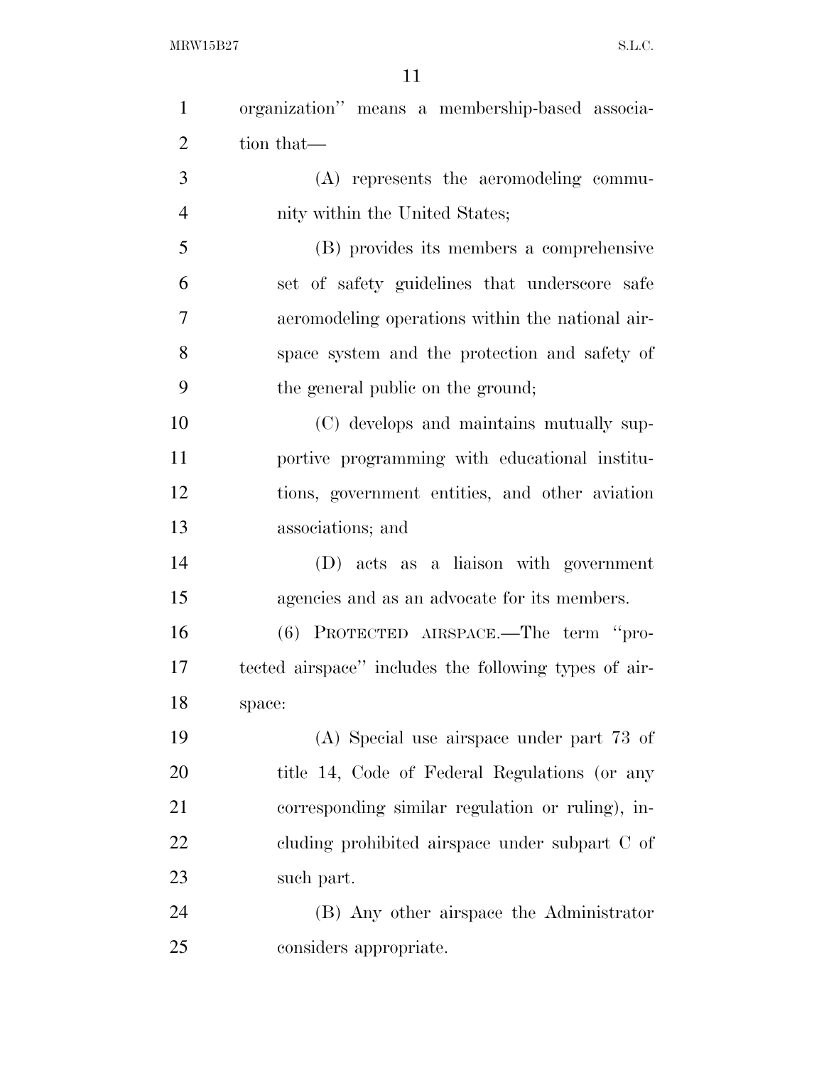organization'' means a membership-based association that—

(A) represents the aeromodeling community within the United States;

(B) provides its members a comprehensive set of safety guidelines that underscore safe aeromodeling operations within the national airspace system and the protection and safety of the general public on the ground;

(C) develops and maintains mutually supportive programming with educational institutions, government entities, and other aviation associations; and

(D) acts as a liaison with government agencies and as an advocate for its members.

(6) PROTECTED AIRSPACE.—The term ''protected airspace'' includes the following types of airspace:

(A) Special use airspace under part 73 of title 14, Code of Federal Regulations (or any corresponding similar regulation or ruling), including prohibited airspace under subpart C of such part.

(B) Any other airspace the Administrator considers appropriate.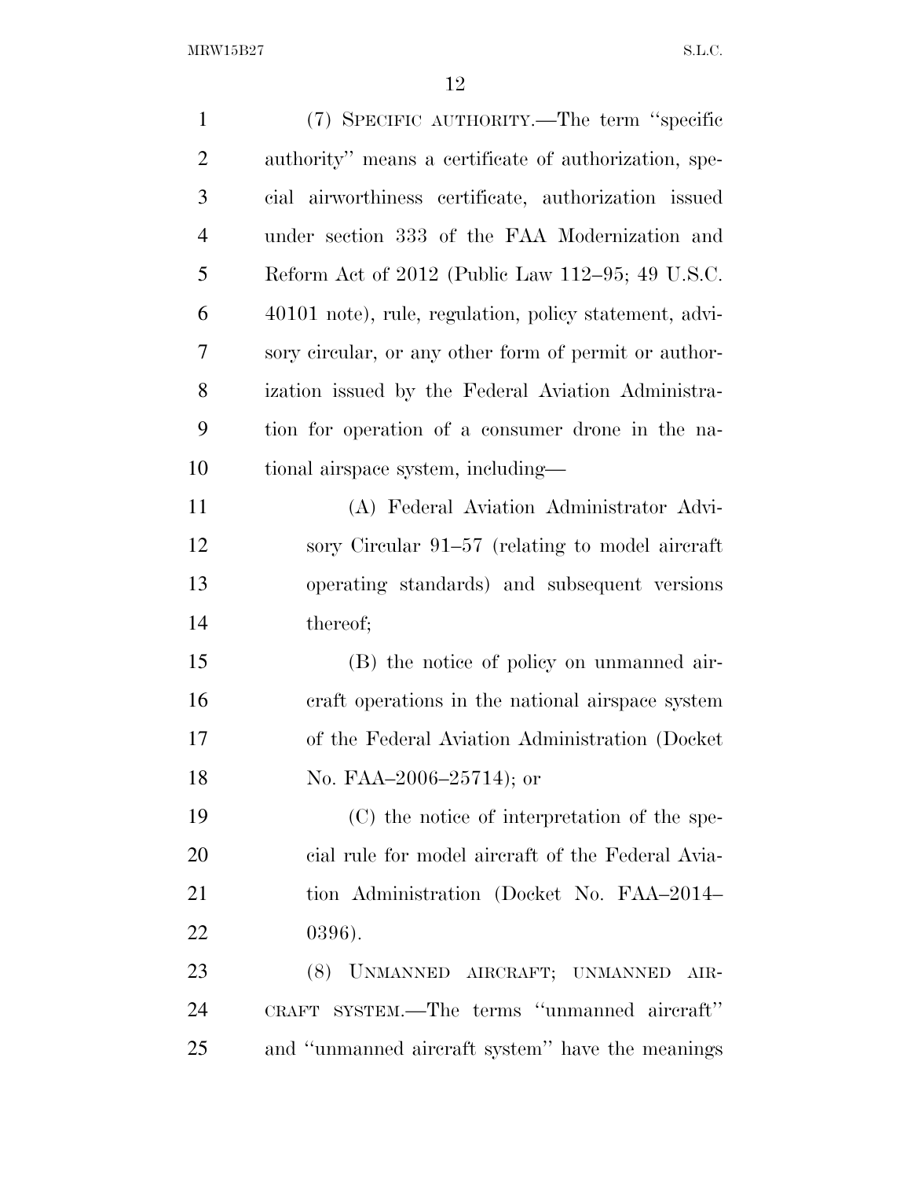(7) SPECIFIC AUTHORITY.—The term ''specific authority'' means a certificate of authorization, special airworthiness certificate, authorization issued under section 333 of the FAA Modernization and Reform Act of 2012 (Public Law 112–95; 49 U.S.C. 40101 note), rule, regulation, policy statement, advisory circular, or any other form of permit or authorization issued by the Federal Aviation Administration for operation of a consumer drone in the national airspace system, including—

(A) Federal Aviation Administrator Advisory Circular 91–57 (relating to model aircraft operating standards) and subsequent versions thereof;

(B) the notice of policy on unmanned aircraft operations in the national airspace system of the Federal Aviation Administration (Docket No. FAA–2006–25714); or

(C) the notice of interpretation of the special rule for model aircraft of the Federal Aviation Administration (Docket No. FAA–2014–0396).

(8) UNMANNED AIRCRAFT; UNMANNED AIRCRAFT SYSTEM.—The terms ''unmanned aircraft'' and ''unmanned aircraft system'' have the meanings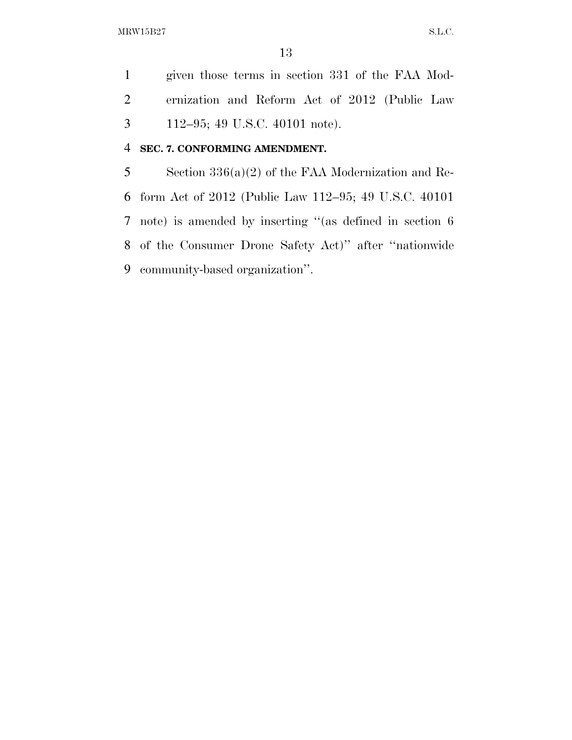given those terms in section 331 of the FAA Modernization and Reform Act of 2012 (Public Law 112–95; 49 U.S.C. 40101 note).

**SEC. 7. CONFORMING AMENDMENT.**

Section 336(a)(2) of the FAA Modernization and Reform Act of 2012 (Public Law 112–95; 49 U.S.C. 40101 note) is amended by inserting "(as defined in section 6 of the Consumer Drone Safety Act)" after "nationwide community-based organization".